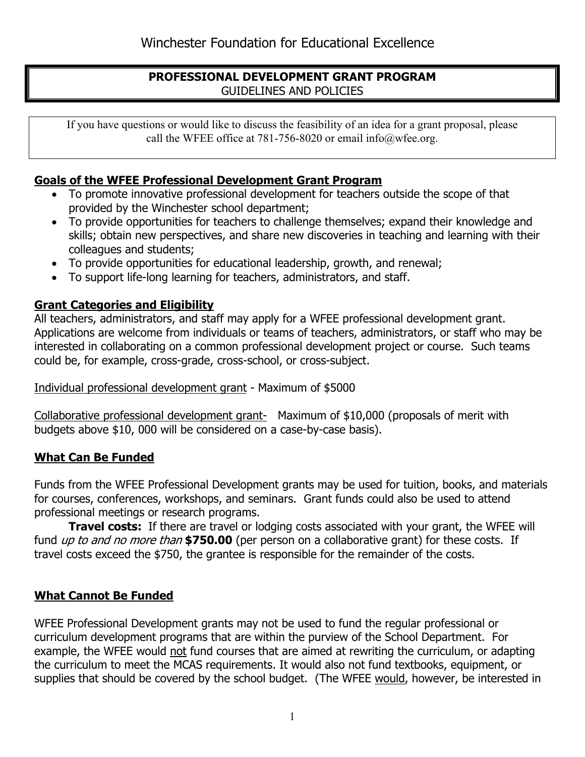# Winchester Foundation for Educational Excellence

## PROFESSIONAL DEVELOPMENT GRANT PROGRAM
GUIDELINES AND POLICIES

If you have questions or would like to discuss the feasibility of an idea for a grant proposal, please call the WFEE office at 781-756-8020 or email info@wfee.org.

### Goals of the WFEE Professional Development Grant Program

- To promote innovative professional development for teachers outside the scope of that provided by the Winchester school department;
- To provide opportunities for teachers to challenge themselves; expand their knowledge and skills; obtain new perspectives, and share new discoveries in teaching and learning with their colleagues and students;
- To provide opportunities for educational leadership, growth, and renewal;
- To support life-long learning for teachers, administrators, and staff.

### Grant Categories and Eligibility

All teachers, administrators, and staff may apply for a WFEE professional development grant. Applications are welcome from individuals or teams of teachers, administrators, or staff who may be interested in collaborating on a common professional development project or course. Such teams could be, for example, cross-grade, cross-school, or cross-subject.

<u>Individual professional development grant</u> - Maximum of $5000

<u>Collaborative professional development grant-</u> Maximum of $10,000 (proposals of merit with budgets above $10, 000 will be considered on a case-by-case basis).

### What Can Be Funded

Funds from the WFEE Professional Development grants may be used for tuition, books, and materials for courses, conferences, workshops, and seminars. Grant funds could also be used to attend professional meetings or research programs.

**Travel costs:** If there are travel or lodging costs associated with your grant, the WFEE will fund *up to and no more than* **$750.00** (per person on a collaborative grant) for these costs. If travel costs exceed the $750, the grantee is responsible for the remainder of the costs.

### What Cannot Be Funded

WFEE Professional Development grants may not be used to fund the regular professional or curriculum development programs that are within the purview of the School Department. For example, the WFEE would <u>not</u> fund courses that are aimed at rewriting the curriculum, or adapting the curriculum to meet the MCAS requirements. It would also not fund textbooks, equipment, or supplies that should be covered by the school budget. (The WFEE <u>would</u>, however, be interested in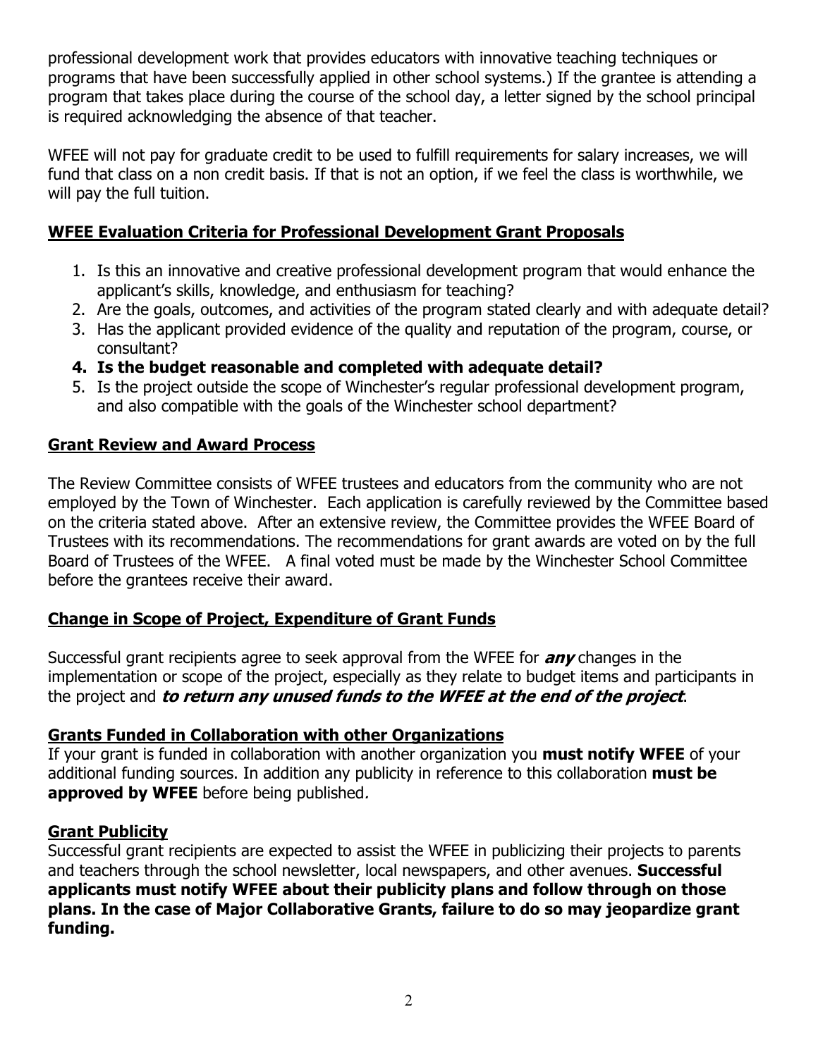professional development work that provides educators with innovative teaching techniques or programs that have been successfully applied in other school systems.) If the grantee is attending a program that takes place during the course of the school day, a letter signed by the school principal is required acknowledging the absence of that teacher.

WFEE will not pay for graduate credit to be used to fulfill requirements for salary increases, we will fund that class on a non credit basis. If that is not an option, if we feel the class is worthwhile, we will pay the full tuition.

## **WFEE Evaluation Criteria for Professional Development Grant Proposals**

1. Is this an innovative and creative professional development program that would enhance the applicant's skills, knowledge, and enthusiasm for teaching?
2. Are the goals, outcomes, and activities of the program stated clearly and with adequate detail?
3. Has the applicant provided evidence of the quality and reputation of the program, course, or consultant?
4. **Is the budget reasonable and completed with adequate detail?**
5. Is the project outside the scope of Winchester's regular professional development program, and also compatible with the goals of the Winchester school department?

## **Grant Review and Award Process**

The Review Committee consists of WFEE trustees and educators from the community who are not employed by the Town of Winchester. Each application is carefully reviewed by the Committee based on the criteria stated above. After an extensive review, the Committee provides the WFEE Board of Trustees with its recommendations. The recommendations for grant awards are voted on by the full Board of Trustees of the WFEE. A final voted must be made by the Winchester School Committee before the grantees receive their award.

## **Change in Scope of Project, Expenditure of Grant Funds**

Successful grant recipients agree to seek approval from the WFEE for ***any*** changes in the implementation or scope of the project, especially as they relate to budget items and participants in the project and ***to return any unused funds to the WFEE at the end of the project***.

## **Grants Funded in Collaboration with other Organizations**

If your grant is funded in collaboration with another organization you **must notify WFEE** of your additional funding sources. In addition any publicity in reference to this collaboration **must be approved by WFEE** before being published*.*

## **Grant Publicity**

Successful grant recipients are expected to assist the WFEE in publicizing their projects to parents and teachers through the school newsletter, local newspapers, and other avenues. **Successful applicants must notify WFEE about their publicity plans and follow through on those plans. In the case of Major Collaborative Grants, failure to do so may jeopardize grant funding.**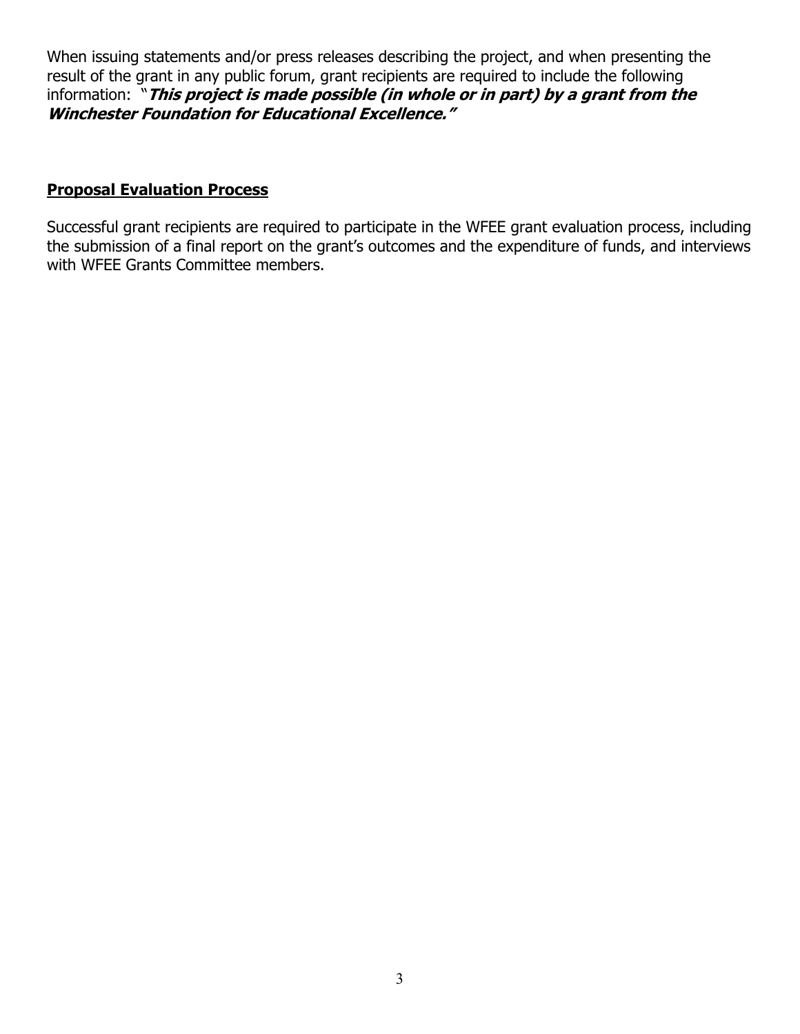When issuing statements and/or press releases describing the project, and when presenting the result of the grant in any public forum, grant recipients are required to include the following information: "***This project is made possible (in whole or in part) by a grant from the Winchester Foundation for Educational Excellence."***

## Proposal Evaluation Process

Successful grant recipients are required to participate in the WFEE grant evaluation process, including the submission of a final report on the grant's outcomes and the expenditure of funds, and interviews with WFEE Grants Committee members.